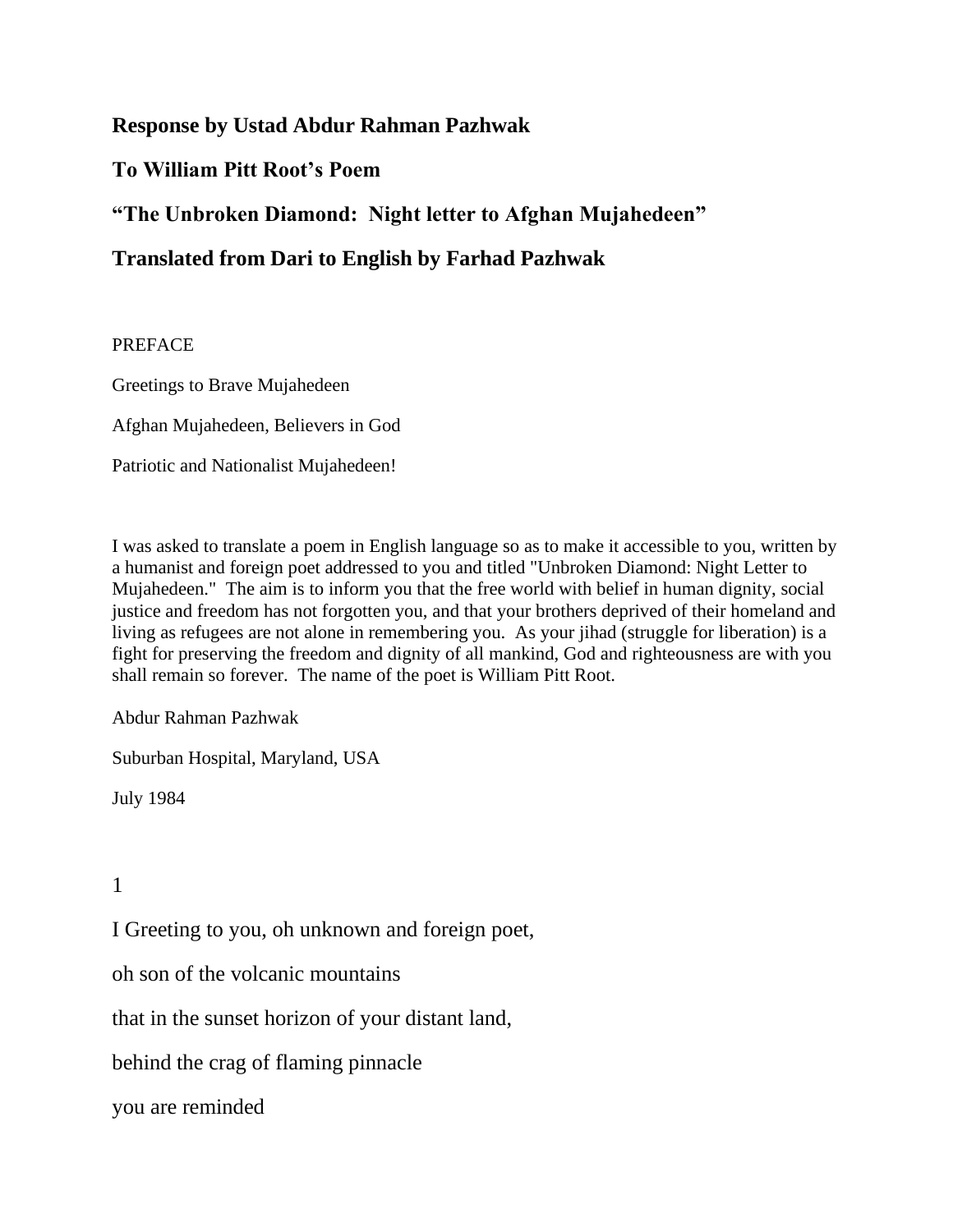**Response by Ustad Abdur Rahman Pazhwak**

**To William Pitt Root's Poem**

**"The Unbroken Diamond: Night letter to Afghan Mujahedeen"**

**Translated from Dari to English by Farhad Pazhwak**

PREFACE

Greetings to Brave Mujahedeen

Afghan Mujahedeen, Believers in God

Patriotic and Nationalist Mujahedeen!

I was asked to translate a poem in English language so as to make it accessible to you, written by a humanist and foreign poet addressed to you and titled "Unbroken Diamond: Night Letter to Mujahedeen." The aim is to inform you that the free world with belief in human dignity, social justice and freedom has not forgotten you, and that your brothers deprived of their homeland and living as refugees are not alone in remembering you. As your jihad (struggle for liberation) is a fight for preserving the freedom and dignity of all mankind, God and righteousness are with you shall remain so forever. The name of the poet is William Pitt Root.

Abdur Rahman Pazhwak

Suburban Hospital, Maryland, USA

July 1984

1

I Greeting to you, oh unknown and foreign poet,

oh son of the volcanic mountains

that in the sunset horizon of your distant land,

behind the crag of flaming pinnacle

you are reminded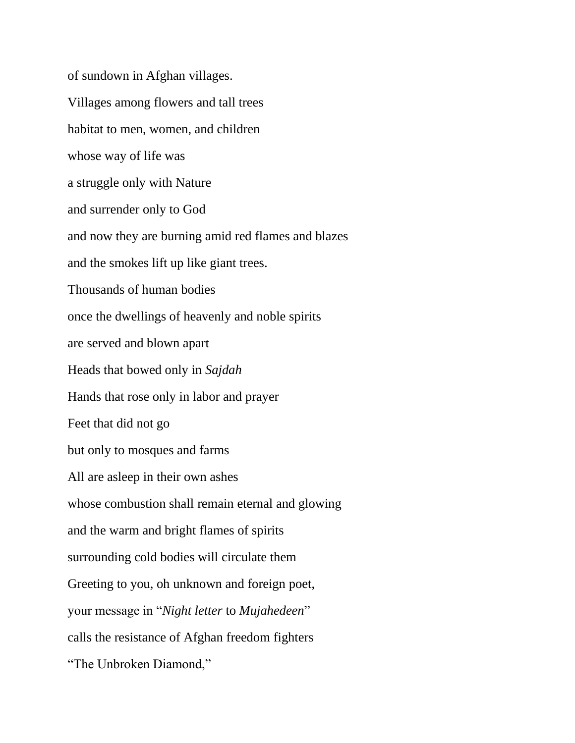of sundown in Afghan villages.

Villages among flowers and tall trees

habitat to men, women, and children

whose way of life was

a struggle only with Nature

and surrender only to God

and now they are burning amid red flames and blazes

and the smokes lift up like giant trees.

Thousands of human bodies

once the dwellings of heavenly and noble spirits

are served and blown apart

Heads that bowed only in *Sajdah*

Hands that rose only in labor and prayer

Feet that did not go

but only to mosques and farms

All are asleep in their own ashes

whose combustion shall remain eternal and glowing

and the warm and bright flames of spirits

surrounding cold bodies will circulate them

Greeting to you, oh unknown and foreign poet,

your message in "*Night letter* to *Mujahedeen*"

calls the resistance of Afghan freedom fighters

"The Unbroken Diamond,"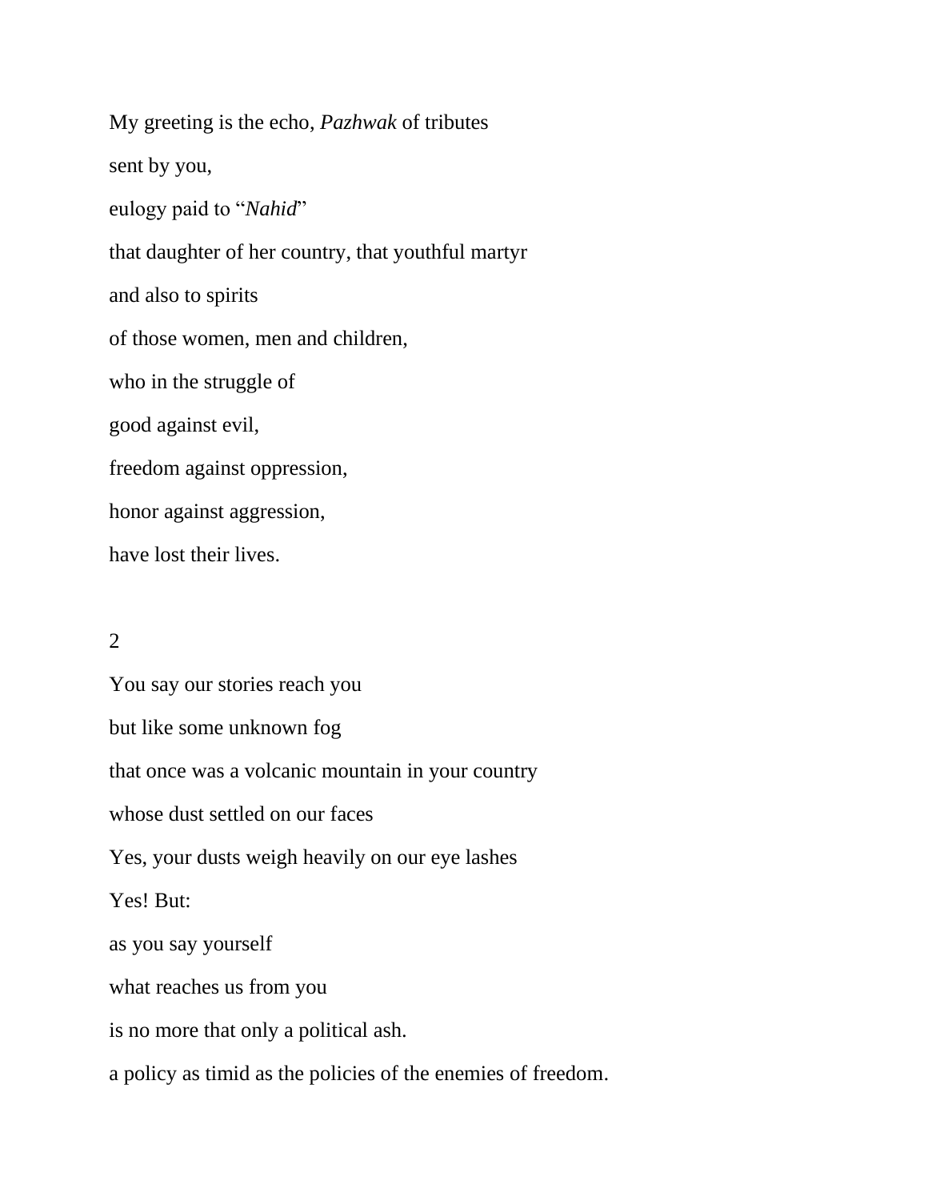My greeting is the echo, *Pazhwak* of tributes

sent by you,

eulogy paid to "*Nahid*"

that daughter of her country, that youthful martyr

and also to spirits

of those women, men and children,

who in the struggle of

good against evil,

freedom against oppression,

honor against aggression,

have lost their lives.

2

You say our stories reach you

but like some unknown fog

that once was a volcanic mountain in your country

whose dust settled on our faces

Yes, your dusts weigh heavily on our eye lashes

Yes! But:

as you say yourself

what reaches us from you

is no more that only a political ash.

a policy as timid as the policies of the enemies of freedom.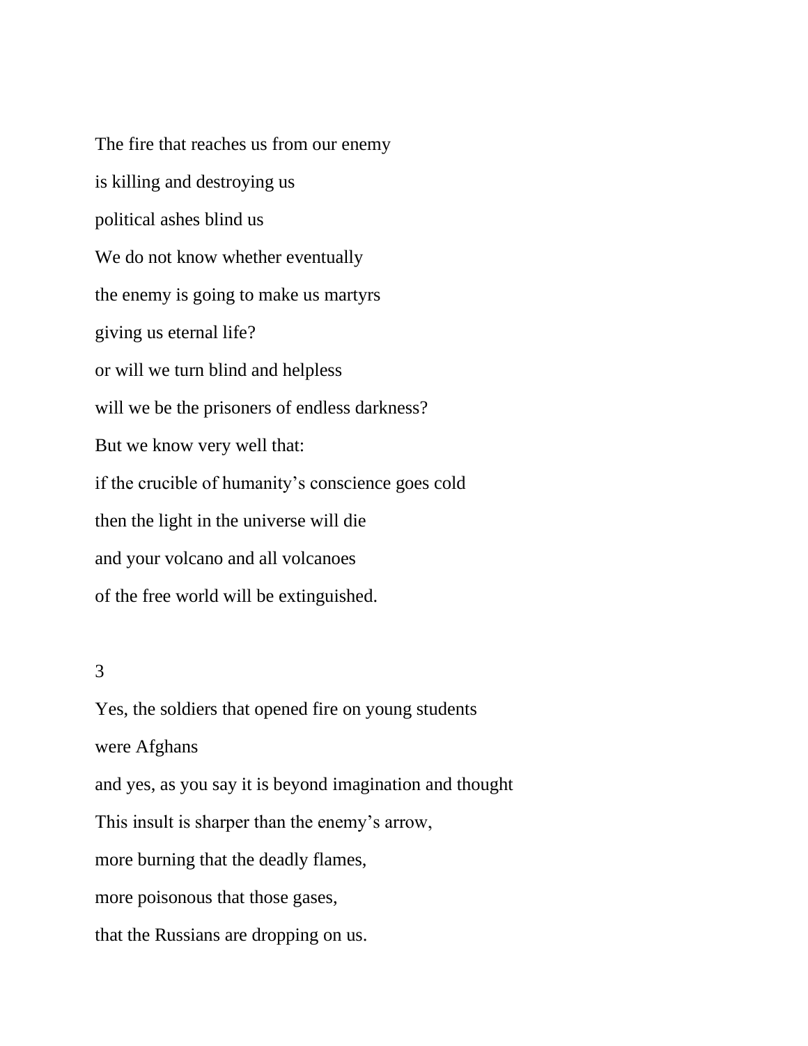The fire that reaches us from our enemy  
is killing and destroying us  
political ashes blind us  
We do not know whether eventually  
the enemy is going to make us martyrs  
giving us eternal life?  
or will we turn blind and helpless  
will we be the prisoners of endless darkness?  
But we know very well that:  
if the crucible of humanity's conscience goes cold  
then the light in the universe will die  
and your volcano and all volcanoes  
of the free world will be extinguished.

3

Yes, the soldiers that opened fire on young students  
were Afghans  
and yes, as you say it is beyond imagination and thought  
This insult is sharper than the enemy's arrow,  
more burning that the deadly flames,  
more poisonous that those gases,  
that the Russians are dropping on us.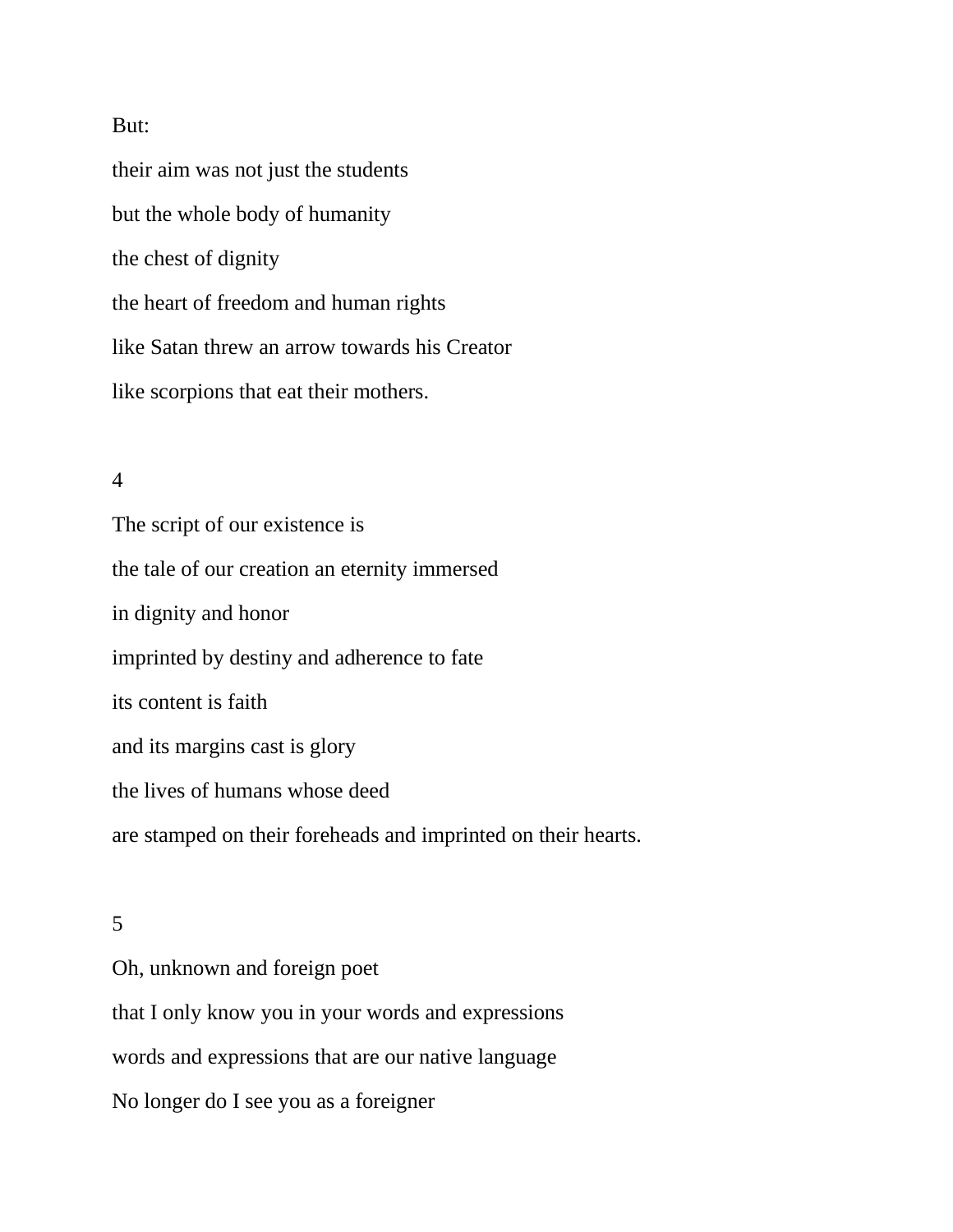But:

their aim was not just the students

but the whole body of humanity

the chest of dignity

the heart of freedom and human rights

like Satan threw an arrow towards his Creator

like scorpions that eat their mothers.

4

The script of our existence is

the tale of our creation an eternity immersed

in dignity and honor

imprinted by destiny and adherence to fate

its content is faith

and its margins cast is glory

the lives of humans whose deed

are stamped on their foreheads and imprinted on their hearts.

5

Oh, unknown and foreign poet

that I only know you in your words and expressions

words and expressions that are our native language

No longer do I see you as a foreigner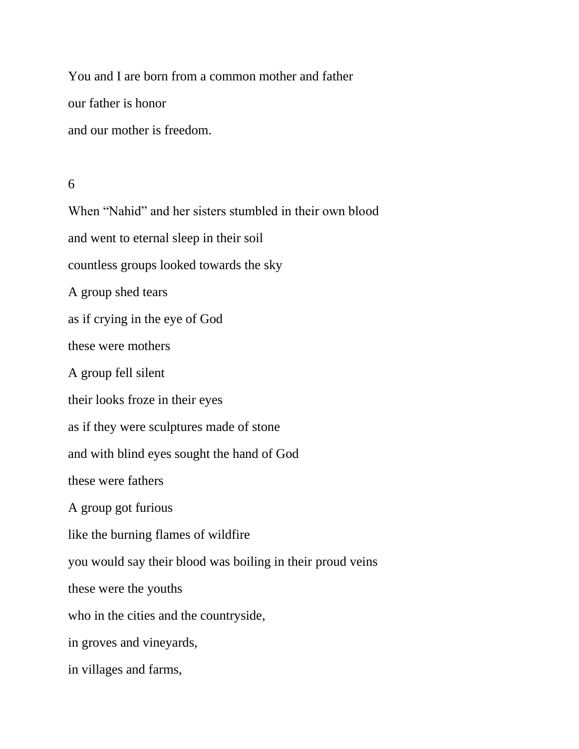You and I are born from a common mother and father

our father is honor

and our mother is freedom.

6

When “Nahid” and her sisters stumbled in their own blood

and went to eternal sleep in their soil

countless groups looked towards the sky

A group shed tears

as if crying in the eye of God

these were mothers

A group fell silent

their looks froze in their eyes

as if they were sculptures made of stone

and with blind eyes sought the hand of God

these were fathers

A group got furious

like the burning flames of wildfire

you would say their blood was boiling in their proud veins

these were the youths

who in the cities and the countryside,

in groves and vineyards,

in villages and farms,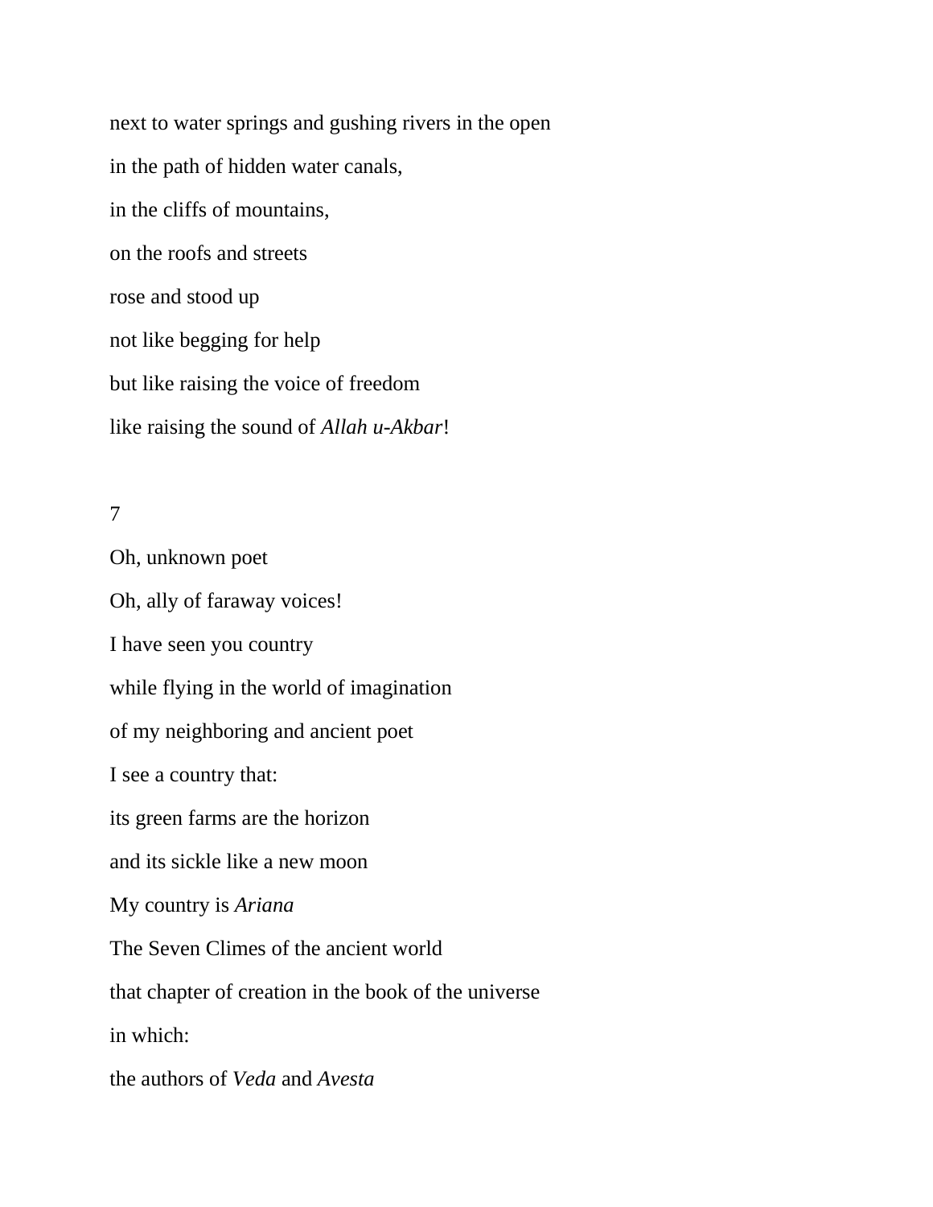next to water springs and gushing rivers in the open

in the path of hidden water canals,

in the cliffs of mountains,

on the roofs and streets

rose and stood up

not like begging for help

but like raising the voice of freedom

like raising the sound of *Allah u-Akbar*!

7

Oh, unknown poet

Oh, ally of faraway voices!

I have seen you country

while flying in the world of imagination

of my neighboring and ancient poet

I see a country that:

its green farms are the horizon

and its sickle like a new moon

My country is *Ariana*

The Seven Climes of the ancient world

that chapter of creation in the book of the universe

in which:

the authors of *Veda* and *Avesta*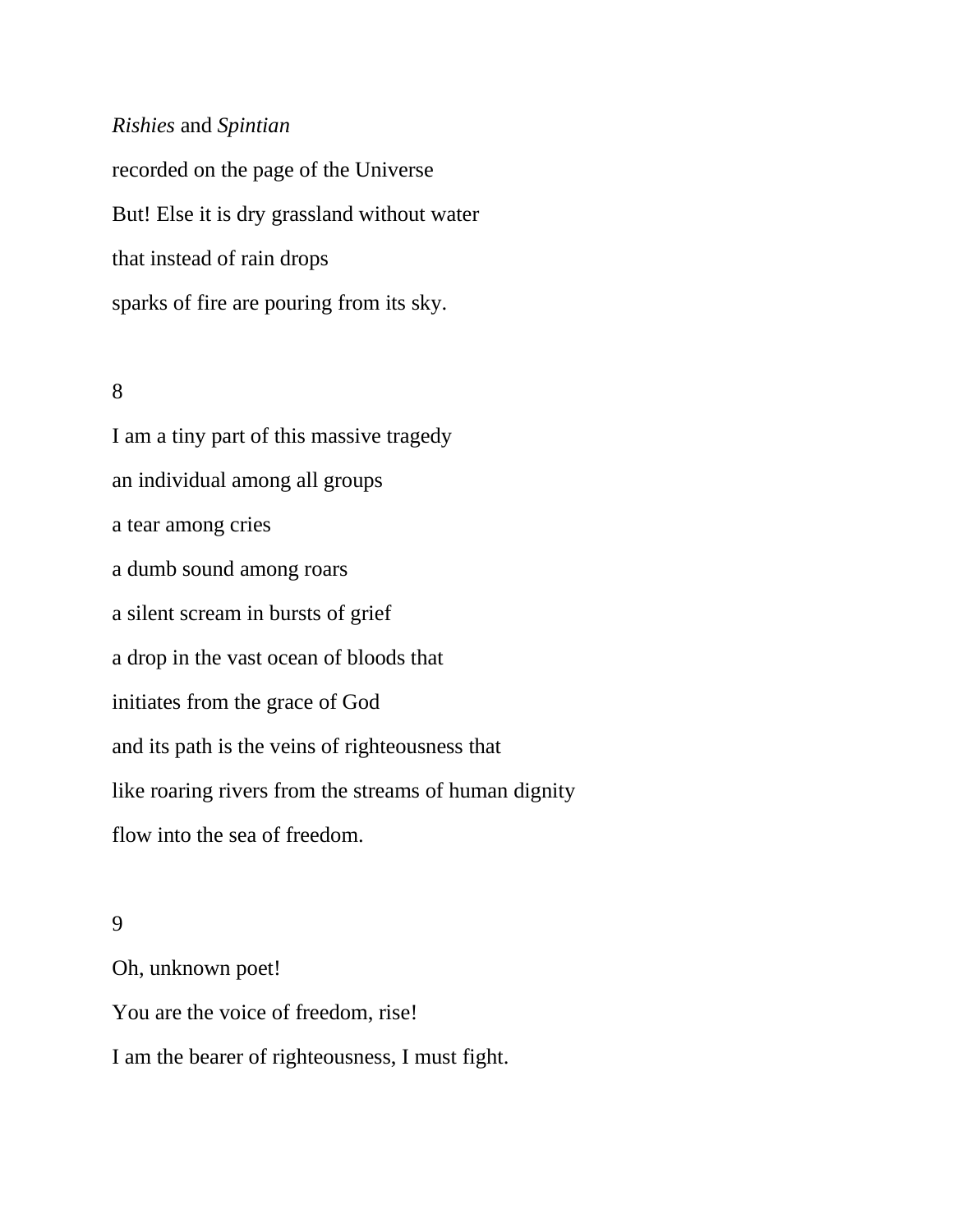*Rishies* and *Spintian*

recorded on the page of the Universe

But! Else it is dry grassland without water

that instead of rain drops

sparks of fire are pouring from its sky.

8

I am a tiny part of this massive tragedy

an individual among all groups

a tear among cries

a dumb sound among roars

a silent scream in bursts of grief

a drop in the vast ocean of bloods that

initiates from the grace of God

and its path is the veins of righteousness that

like roaring rivers from the streams of human dignity

flow into the sea of freedom.

9

Oh, unknown poet!

You are the voice of freedom, rise!

I am the bearer of righteousness, I must fight.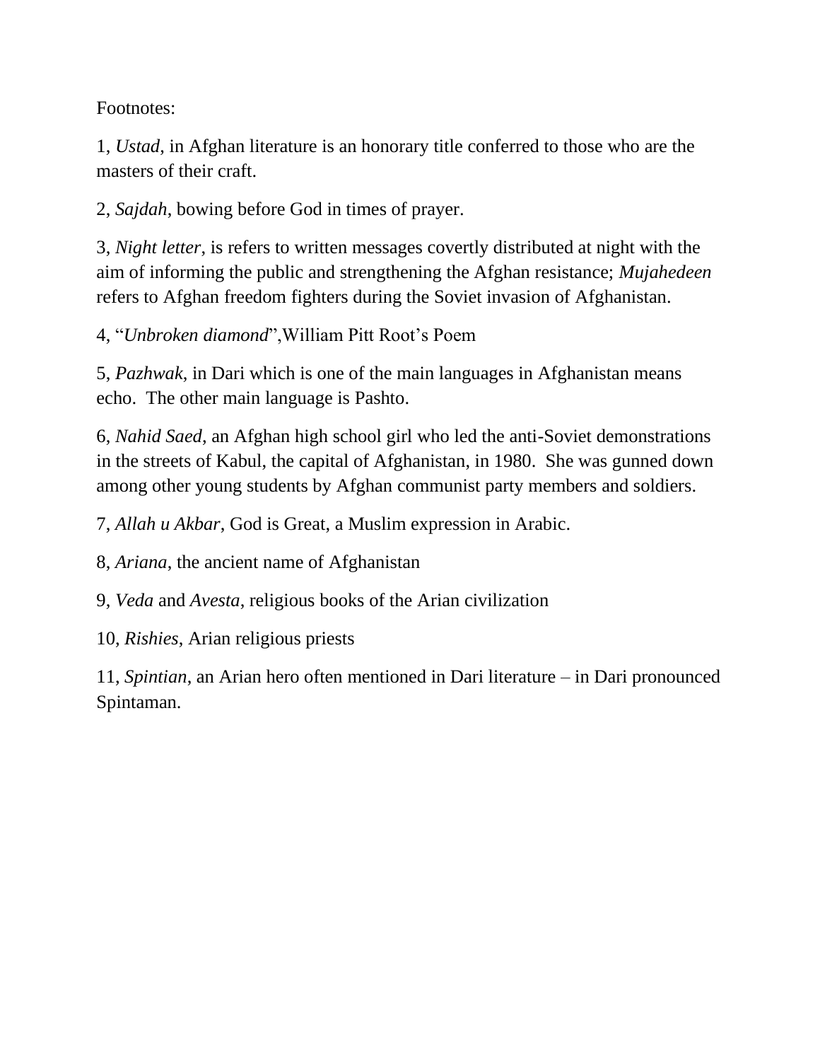Footnotes:

1, *Ustad*, in Afghan literature is an honorary title conferred to those who are the masters of their craft.

2, *Sajdah*, bowing before God in times of prayer.

3, *Night letter*, is refers to written messages covertly distributed at night with the aim of informing the public and strengthening the Afghan resistance; *Mujahedeen* refers to Afghan freedom fighters during the Soviet invasion of Afghanistan.

4, "*Unbroken diamond*",William Pitt Root's Poem

5, *Pazhwak*, in Dari which is one of the main languages in Afghanistan means echo. The other main language is Pashto.

6, *Nahid Saed*, an Afghan high school girl who led the anti-Soviet demonstrations in the streets of Kabul, the capital of Afghanistan, in 1980. She was gunned down among other young students by Afghan communist party members and soldiers.

7, *Allah u Akbar*, God is Great, a Muslim expression in Arabic.

8, *Ariana*, the ancient name of Afghanistan

9, *Veda* and *Avesta*, religious books of the Arian civilization

10, *Rishies*, Arian religious priests

11, *Spintian*, an Arian hero often mentioned in Dari literature – in Dari pronounced Spintaman.